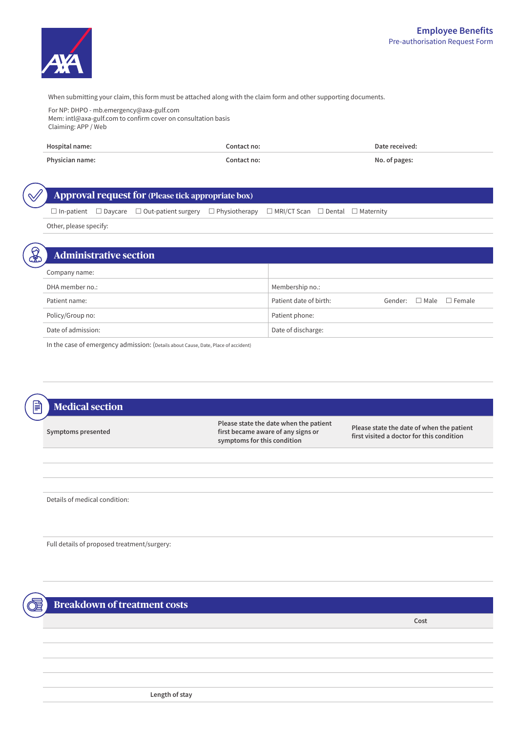# Employee Benefits

Pre-authorisation Request Form

When submitting your claim, this form must be attached along with the claim form and other supporting documents.

For NP: DHPO - mb.emergency@axa-gulf.com
Mem: intl@axa-gulf.com to confirm cover on consultation basis
Claiming: APP / Web

| **Hospital name:** | **Contact no:** | **Date received:** |
|---|---|---|
| **Physician name:** | **Contact no:** | **No. of pages:** |

## Approval request for (Please tick appropriate box)

☐ In-patient ☐ Daycare ☐ Out-patient surgery ☐ Physiotherapy ☐ MRI/CT Scan ☐ Dental ☐ Maternity

Other, please specify:

## Administrative section

| Company name: | |
|---|---|
| DHA member no.: | Membership no.: |
| Patient name: | Patient date of birth: Gender: ☐ Male ☐ Female |
| Policy/Group no: | Patient phone: |
| Date of admission: | Date of discharge: |

In the case of emergency admission: (Details about Cause, Date, Place of accident)

## Medical section

| **Symptoms presented** | **Please state the date when the patient first became aware of any signs or symptoms for this condition** | **Please state the date of when the patient first visited a doctor for this condition** |
|---|---|---|
| | | |
| | | |
| | | |

Details of medical condition:

Full details of proposed treatment/surgery:

## Breakdown of treatment costs

| | **Cost** |
|---|---|
| | |
| | |
| | |
| | |
| **Length of stay** | |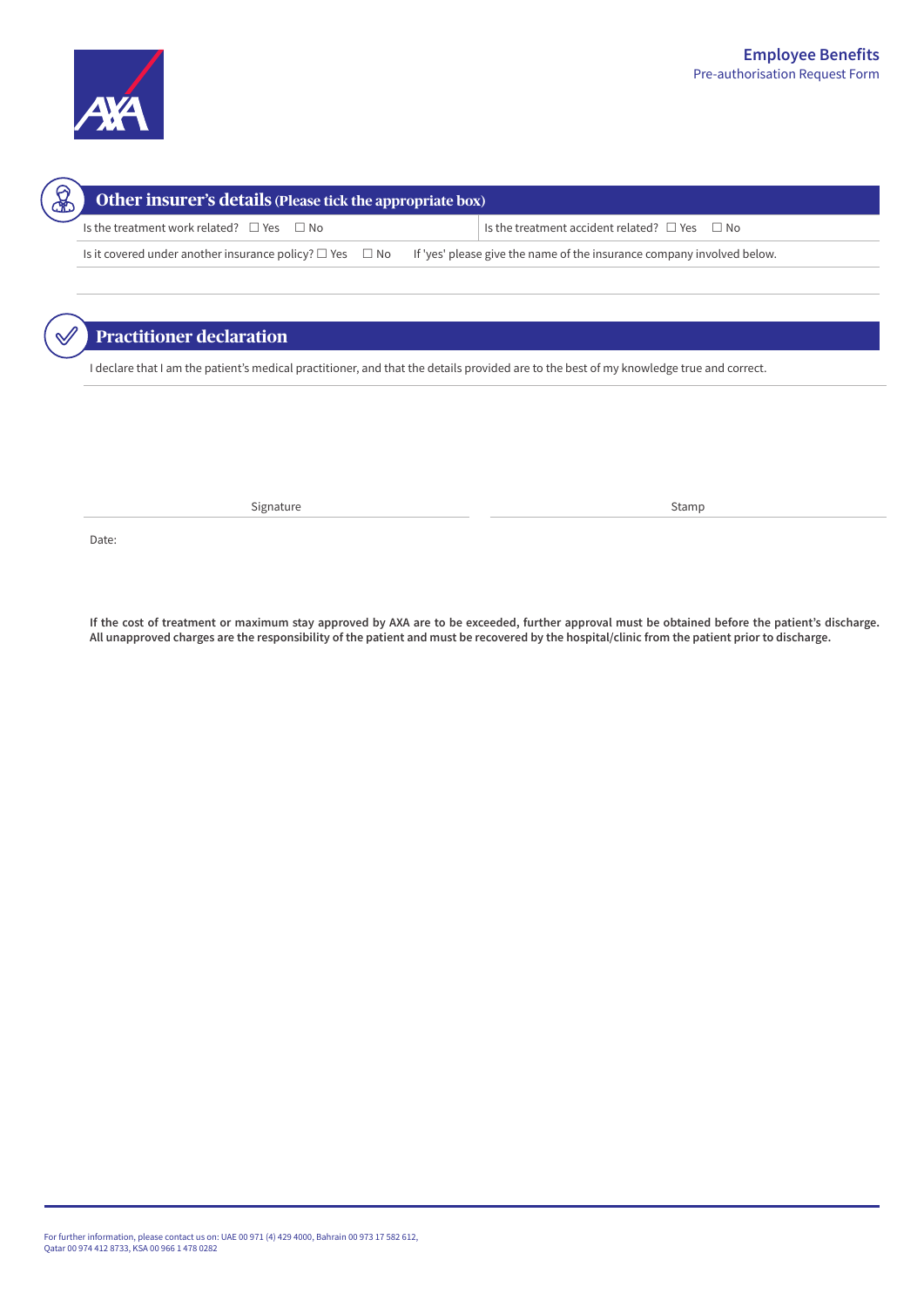## Other insurer's details (Please tick the appropriate box)

| | |
|---|---|
| Is the treatment work related? ☐ Yes ☐ No | Is the treatment accident related? ☐ Yes ☐ No |
| Is it covered under another insurance policy? ☐ Yes ☐ No | If 'yes' please give the name of the insurance company involved below. |

## Practitioner declaration

I declare that I am the patient's medical practitioner, and that the details provided are to the best of my knowledge true and correct.

Signature

Stamp

Date:

**If the cost of treatment or maximum stay approved by AXA are to be exceeded, further approval must be obtained before the patient's discharge. All unapproved charges are the responsibility of the patient and must be recovered by the hospital/clinic from the patient prior to discharge.**

For further information, please contact us on: UAE 00 971 (4) 429 4000, Bahrain 00 973 17 582 612, Qatar 00 974 412 8733, KSA 00 966 1 478 0282